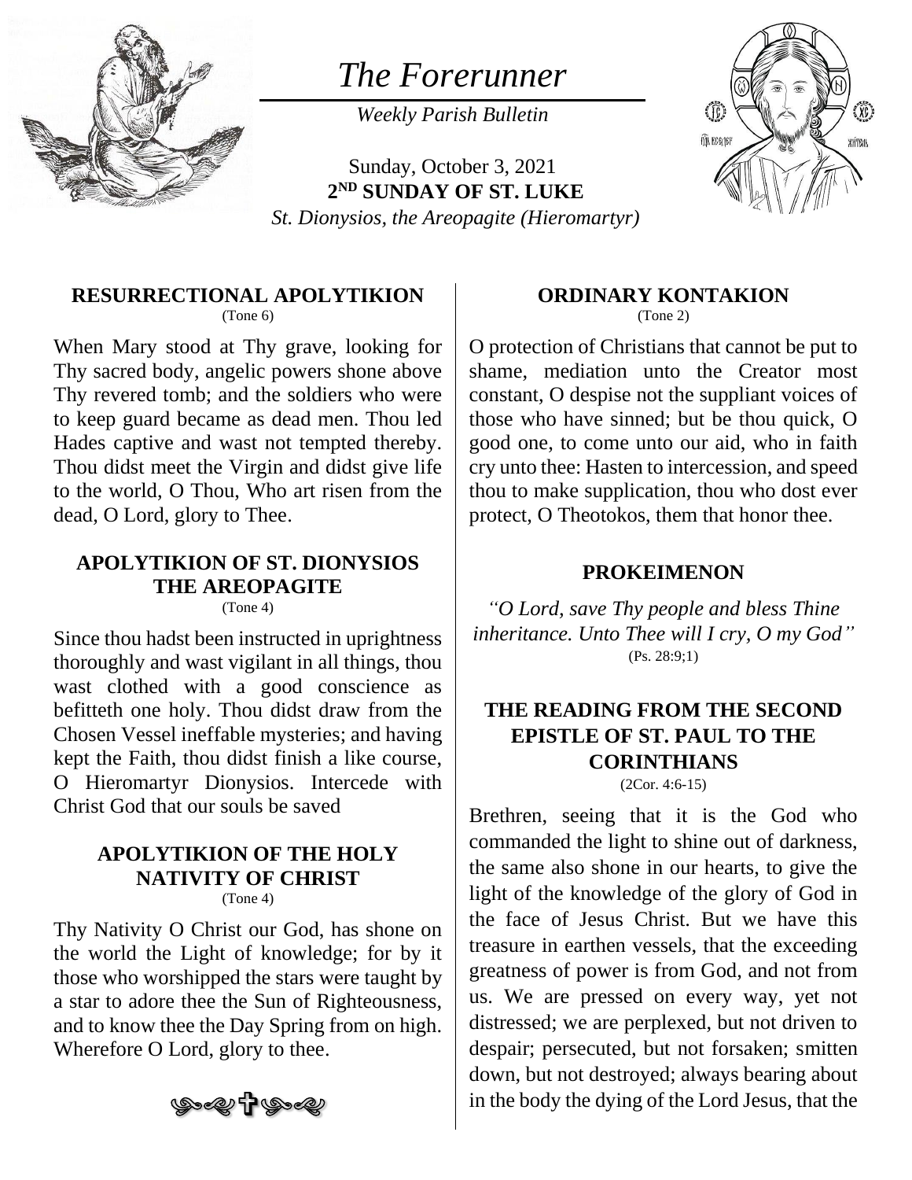# *The Forerunner*

*Weekly Parish Bulletin*

Sunday, October 3, 2021
**2[ND] SUNDAY OF ST. LUKE**
*St. Dionysios, the Areopagite (Hieromartyr)*

### RESURRECTIONAL APOLYTIKION
(Tone 6)

When Mary stood at Thy grave, looking for Thy sacred body, angelic powers shone above Thy revered tomb; and the soldiers who were to keep guard became as dead men. Thou led Hades captive and wast not tempted thereby. Thou didst meet the Virgin and didst give life to the world, O Thou, Who art risen from the dead, O Lord, glory to Thee.

### APOLYTIKION OF ST. DIONYSIOS THE AREOPAGITE
(Tone 4)

Since thou hadst been instructed in uprightness thoroughly and wast vigilant in all things, thou wast clothed with a good conscience as befitteth one holy. Thou didst draw from the Chosen Vessel ineffable mysteries; and having kept the Faith, thou didst finish a like course, O Hieromartyr Dionysios. Intercede with Christ God that our souls be saved

### APOLYTIKION OF THE HOLY NATIVITY OF CHRIST
(Tone 4)

Thy Nativity O Christ our God, has shone on the world the Light of knowledge; for by it those who worshipped the stars were taught by a star to adore thee the Sun of Righteousness, and to know thee the Day Spring from on high. Wherefore O Lord, glory to thee.

### ORDINARY KONTAKION
(Tone 2)

O protection of Christians that cannot be put to shame, mediation unto the Creator most constant, O despise not the suppliant voices of those who have sinned; but be thou quick, O good one, to come unto our aid, who in faith cry unto thee: Hasten to intercession, and speed thou to make supplication, thou who dost ever protect, O Theotokos, them that honor thee.

### PROKEIMENON

*"O Lord, save Thy people and bless Thine inheritance. Unto Thee will I cry, O my God"*
(Ps. 28:9;1)

### THE READING FROM THE SECOND EPISTLE OF ST. PAUL TO THE CORINTHIANS
(2Cor. 4:6-15)

Brethren, seeing that it is the God who commanded the light to shine out of darkness, the same also shone in our hearts, to give the light of the knowledge of the glory of God in the face of Jesus Christ. But we have this treasure in earthen vessels, that the exceeding greatness of power is from God, and not from us. We are pressed on every way, yet not distressed; we are perplexed, but not driven to despair; persecuted, but not forsaken; smitten down, but not destroyed; always bearing about in the body the dying of the Lord Jesus, that the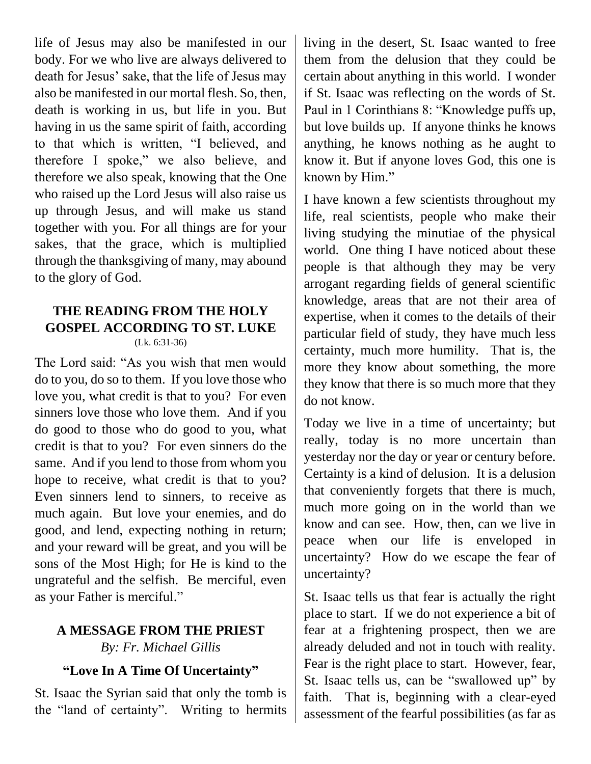life of Jesus may also be manifested in our body. For we who live are always delivered to death for Jesus' sake, that the life of Jesus may also be manifested in our mortal flesh. So, then, death is working in us, but life in you. But having in us the same spirit of faith, according to that which is written, "I believed, and therefore I spoke," we also believe, and therefore we also speak, knowing that the One who raised up the Lord Jesus will also raise us up through Jesus, and will make us stand together with you. For all things are for your sakes, that the grace, which is multiplied through the thanksgiving of many, may abound to the glory of God.

## THE READING FROM THE HOLY GOSPEL ACCORDING TO ST. LUKE

(Lk. 6:31-36)

The Lord said: "As you wish that men would do to you, do so to them. If you love those who love you, what credit is that to you? For even sinners love those who love them. And if you do good to those who do good to you, what credit is that to you? For even sinners do the same. And if you lend to those from whom you hope to receive, what credit is that to you? Even sinners lend to sinners, to receive as much again. But love your enemies, and do good, and lend, expecting nothing in return; and your reward will be great, and you will be sons of the Most High; for He is kind to the ungrateful and the selfish. Be merciful, even as your Father is merciful."

## A MESSAGE FROM THE PRIEST

*By: Fr. Michael Gillis*

### "Love In A Time Of Uncertainty"

St. Isaac the Syrian said that only the tomb is the "land of certainty". Writing to hermits living in the desert, St. Isaac wanted to free them from the delusion that they could be certain about anything in this world. I wonder if St. Isaac was reflecting on the words of St. Paul in 1 Corinthians 8: "Knowledge puffs up, but love builds up. If anyone thinks he knows anything, he knows nothing as he aught to know it. But if anyone loves God, this one is known by Him."

I have known a few scientists throughout my life, real scientists, people who make their living studying the minutiae of the physical world. One thing I have noticed about these people is that although they may be very arrogant regarding fields of general scientific knowledge, areas that are not their area of expertise, when it comes to the details of their particular field of study, they have much less certainty, much more humility. That is, the more they know about something, the more they know that there is so much more that they do not know.

Today we live in a time of uncertainty; but really, today is no more uncertain than yesterday nor the day or year or century before. Certainty is a kind of delusion. It is a delusion that conveniently forgets that there is much, much more going on in the world than we know and can see. How, then, can we live in peace when our life is enveloped in uncertainty? How do we escape the fear of uncertainty?

St. Isaac tells us that fear is actually the right place to start. If we do not experience a bit of fear at a frightening prospect, then we are already deluded and not in touch with reality. Fear is the right place to start. However, fear, St. Isaac tells us, can be "swallowed up" by faith. That is, beginning with a clear-eyed assessment of the fearful possibilities (as far as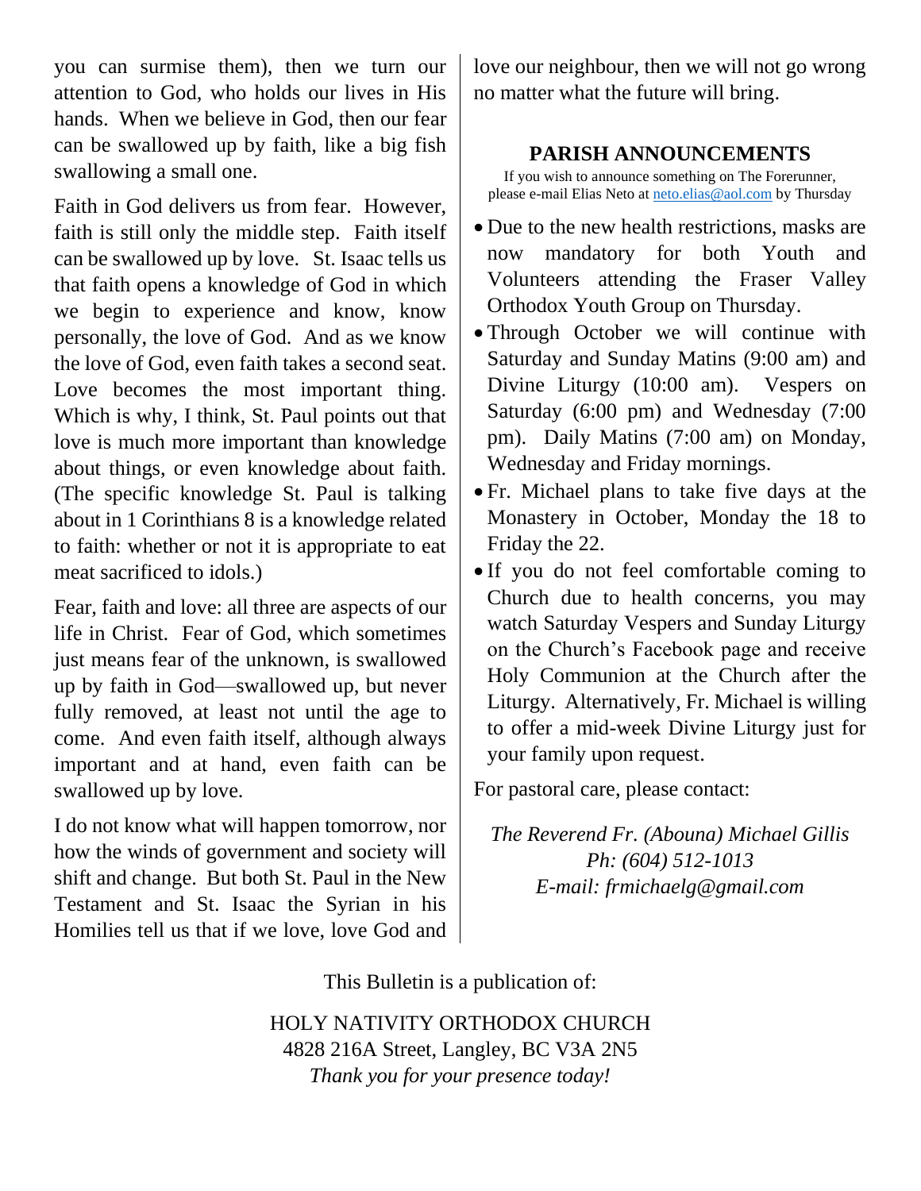you can surmise them), then we turn our attention to God, who holds our lives in His hands. When we believe in God, then our fear can be swallowed up by faith, like a big fish swallowing a small one.

Faith in God delivers us from fear. However, faith is still only the middle step. Faith itself can be swallowed up by love. St. Isaac tells us that faith opens a knowledge of God in which we begin to experience and know, know personally, the love of God. And as we know the love of God, even faith takes a second seat. Love becomes the most important thing. Which is why, I think, St. Paul points out that love is much more important than knowledge about things, or even knowledge about faith. (The specific knowledge St. Paul is talking about in 1 Corinthians 8 is a knowledge related to faith: whether or not it is appropriate to eat meat sacrificed to idols.)

Fear, faith and love: all three are aspects of our life in Christ. Fear of God, which sometimes just means fear of the unknown, is swallowed up by faith in God—swallowed up, but never fully removed, at least not until the age to come. And even faith itself, although always important and at hand, even faith can be swallowed up by love.

I do not know what will happen tomorrow, nor how the winds of government and society will shift and change. But both St. Paul in the New Testament and St. Isaac the Syrian in his Homilies tell us that if we love, love God and love our neighbour, then we will not go wrong no matter what the future will bring.

## PARISH ANNOUNCEMENTS

If you wish to announce something on The Forerunner, please e-mail Elias Neto at neto.elias@aol.com by Thursday

- Due to the new health restrictions, masks are now mandatory for both Youth and Volunteers attending the Fraser Valley Orthodox Youth Group on Thursday.
- Through October we will continue with Saturday and Sunday Matins (9:00 am) and Divine Liturgy (10:00 am). Vespers on Saturday (6:00 pm) and Wednesday (7:00 pm). Daily Matins (7:00 am) on Monday, Wednesday and Friday mornings.
- Fr. Michael plans to take five days at the Monastery in October, Monday the 18 to Friday the 22.
- If you do not feel comfortable coming to Church due to health concerns, you may watch Saturday Vespers and Sunday Liturgy on the Church's Facebook page and receive Holy Communion at the Church after the Liturgy. Alternatively, Fr. Michael is willing to offer a mid-week Divine Liturgy just for your family upon request.

For pastoral care, please contact:

*The Reverend Fr. (Abouna) Michael Gillis*
*Ph: (604) 512-1013*
*E-mail: frmichaelg@gmail.com*

This Bulletin is a publication of:

HOLY NATIVITY ORTHODOX CHURCH
4828 216A Street, Langley, BC V3A 2N5
*Thank you for your presence today!*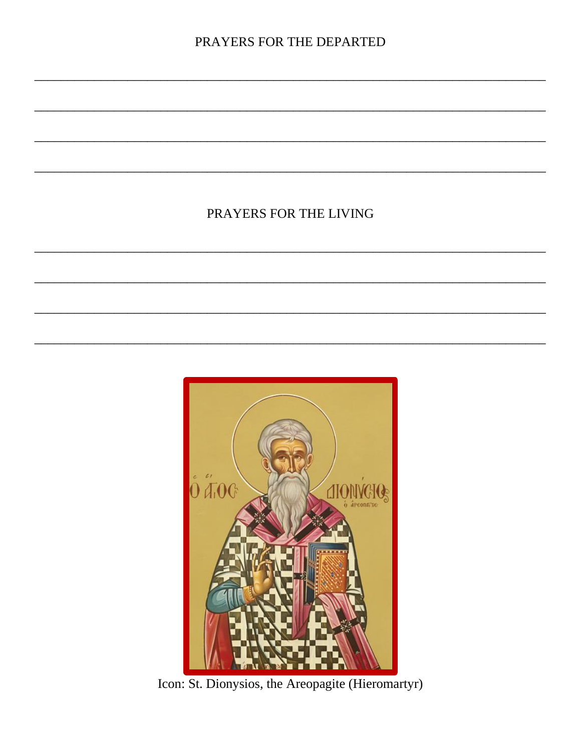## PRAYERS FOR THE DEPARTED

________________________________________________________________________________

________________________________________________________________________________

________________________________________________________________________________

________________________________________________________________________________

## PRAYERS FOR THE LIVING

________________________________________________________________________________

________________________________________________________________________________

________________________________________________________________________________

________________________________________________________________________________

Icon: St. Dionysios, the Areopagite (Hieromartyr)